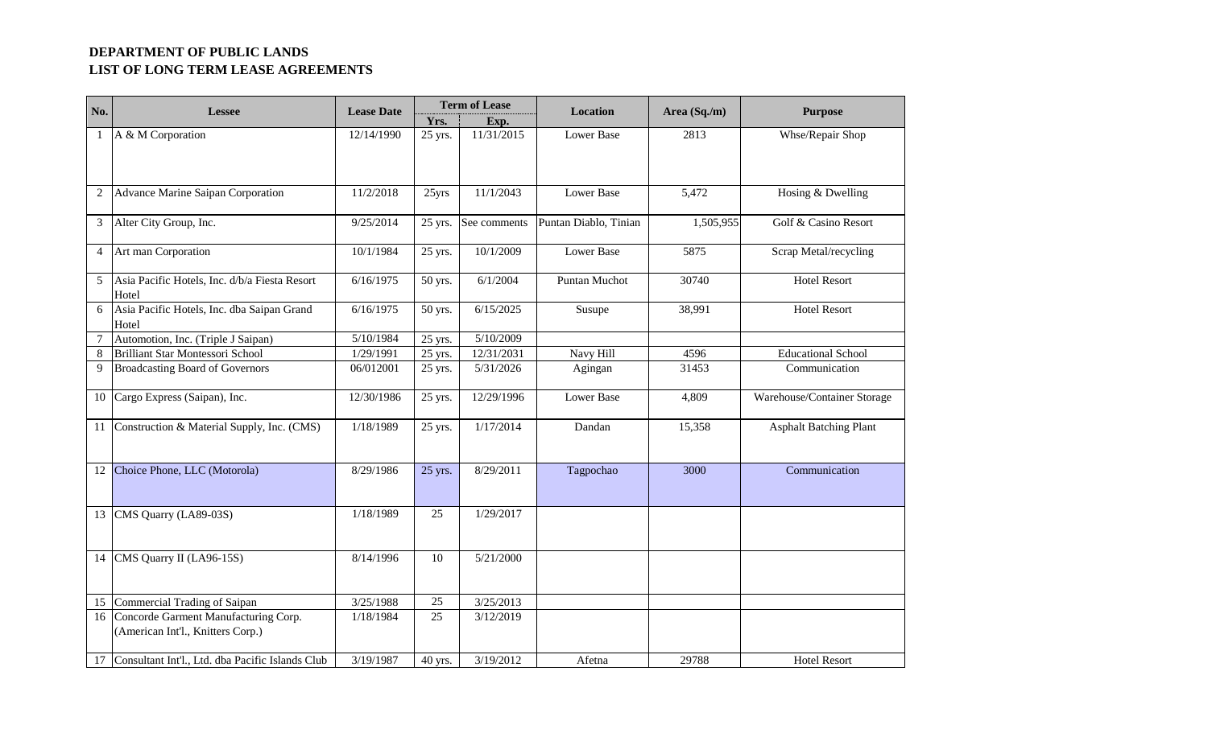**DEPARTMENT OF PUBLIC LANDS**
**LIST OF LONG TERM LEASE AGREEMENTS**

| No. | Lessee | Lease Date | Term of Lease | | Location | Area (Sq./m) | Purpose |
|---|---|---|---|---|---|---|---|
| | | | Yrs. | Exp. | | | |
| 1 | A & M Corporation | 12/14/1990 | 25 yrs. | 11/31/2015 | Lower Base | 2813 | Whse/Repair Shop |
| 2 | Advance Marine Saipan Corporation | 11/2/2018 | 25yrs | 11/1/2043 | Lower Base | 5,472 | Hosing & Dwelling |
| 3 | Alter City Group, Inc. | 9/25/2014 | 25 yrs. | See comments | Puntan Diablo, Tinian | 1,505,955 | Golf & Casino Resort |
| 4 | Art man Corporation | 10/1/1984 | 25 yrs. | 10/1/2009 | Lower Base | 5875 | Scrap Metal/recycling |
| 5 | Asia Pacific Hotels, Inc. d/b/a Fiesta Resort Hotel | 6/16/1975 | 50 yrs. | 6/1/2004 | Puntan Muchot | 30740 | Hotel Resort |
| 6 | Asia Pacific Hotels, Inc. dba Saipan Grand Hotel | 6/16/1975 | 50 yrs. | 6/15/2025 | Susupe | 38,991 | Hotel Resort |
| 7 | Automotion, Inc. (Triple J Saipan) | 5/10/1984 | 25 yrs. | 5/10/2009 | | | |
| 8 | Brilliant Star Montessori School | 1/29/1991 | 25 yrs. | 12/31/2031 | Navy Hill | 4596 | Educational School |
| 9 | Broadcasting Board of Governors | 06/012001 | 25 yrs. | 5/31/2026 | Agingan | 31453 | Communication |
| 10 | Cargo Express (Saipan), Inc. | 12/30/1986 | 25 yrs. | 12/29/1996 | Lower Base | 4,809 | Warehouse/Container Storage |
| 11 | Construction & Material Supply, Inc. (CMS) | 1/18/1989 | 25 yrs. | 1/17/2014 | Dandan | 15,358 | Asphalt Batching Plant |
| 12 | Choice Phone, LLC (Motorola) | 8/29/1986 | 25 yrs. | 8/29/2011 | Tagpochao | 3000 | Communication |
| 13 | CMS Quarry (LA89-03S) | 1/18/1989 | 25 | 1/29/2017 | | | |
| 14 | CMS Quarry II (LA96-15S) | 8/14/1996 | 10 | 5/21/2000 | | | |
| 15 | Commercial Trading of Saipan | 3/25/1988 | 25 | 3/25/2013 | | | |
| 16 | Concorde Garment Manufacturing Corp. (American Int'l., Knitters Corp.) | 1/18/1984 | 25 | 3/12/2019 | | | |
| 17 | Consultant Int'l., Ltd. dba Pacific Islands Club | 3/19/1987 | 40 yrs. | 3/19/2012 | Afetna | 29788 | Hotel Resort |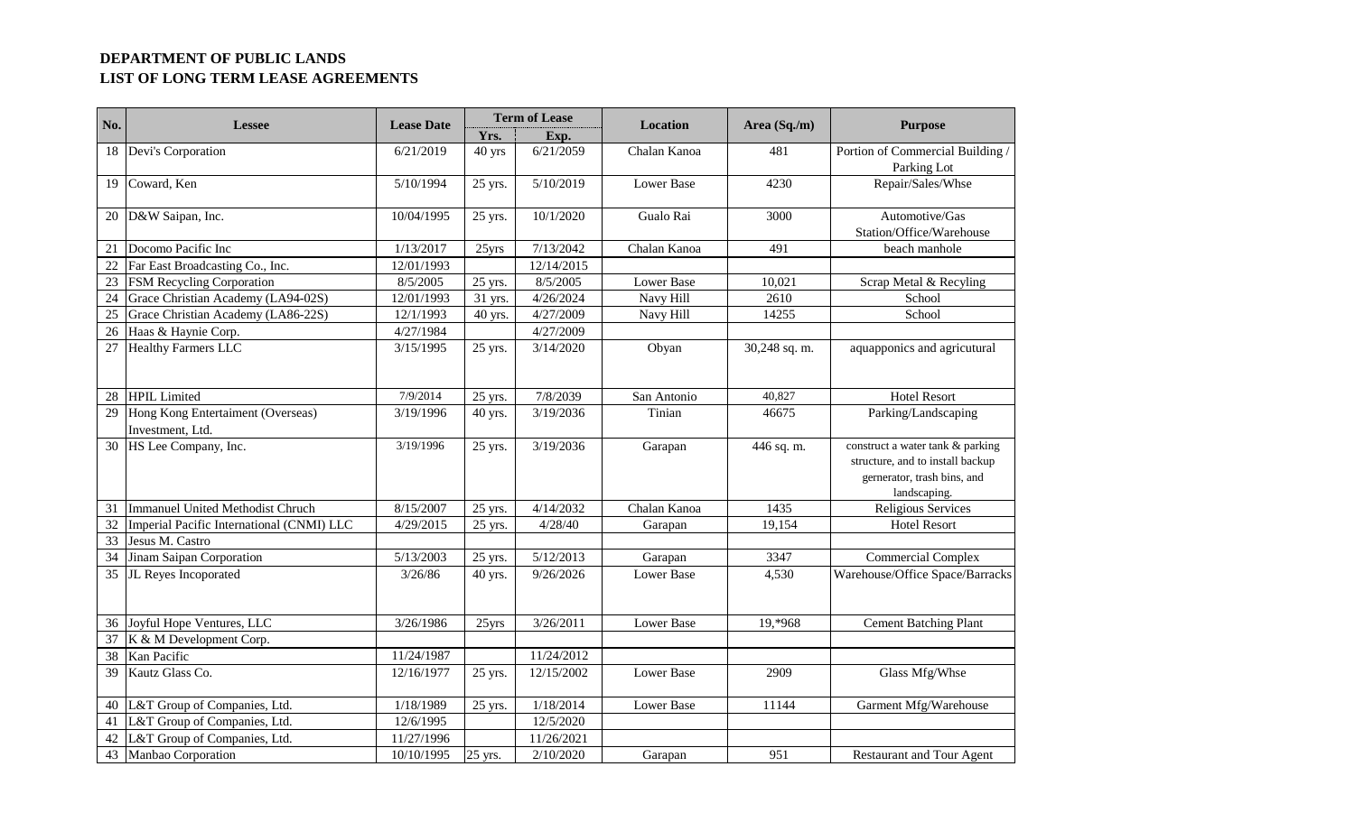**DEPARTMENT OF PUBLIC LANDS**
**LIST OF LONG TERM LEASE AGREEMENTS**

| No. | Lessee | Lease Date | Term of Lease | | Location | Area (Sq./m) | Purpose |
|---|---|---|---|---|---|---|---|
| | | | Yrs. | Exp. | | | |
| 18 | Devi's Corporation | 6/21/2019 | 40 yrs | 6/21/2059 | Chalan Kanoa | 481 | Portion of Commercial Building / Parking Lot |
| 19 | Coward, Ken | 5/10/1994 | 25 yrs. | 5/10/2019 | Lower Base | 4230 | Repair/Sales/Whse |
| 20 | D&W Saipan, Inc. | 10/04/1995 | 25 yrs. | 10/1/2020 | Gualo Rai | 3000 | Automotive/Gas Station/Office/Warehouse |
| 21 | Docomo Pacific Inc | 1/13/2017 | 25yrs | 7/13/2042 | Chalan Kanoa | 491 | beach manhole |
| 22 | Far East Broadcasting Co., Inc. | 12/01/1993 | | 12/14/2015 | | | |
| 23 | FSM Recycling Corporation | 8/5/2005 | 25 yrs. | 8/5/2005 | Lower Base | 10,021 | Scrap Metal & Recyling |
| 24 | Grace Christian Academy (LA94-02S) | 12/01/1993 | 31 yrs. | 4/26/2024 | Navy Hill | 2610 | School |
| 25 | Grace Christian Academy (LA86-22S) | 12/1/1993 | 40 yrs. | 4/27/2009 | Navy Hill | 14255 | School |
| 26 | Haas & Haynie Corp. | 4/27/1984 | | 4/27/2009 | | | |
| 27 | Healthy Farmers LLC | 3/15/1995 | 25 yrs. | 3/14/2020 | Obyan | 30,248 sq. m. | aquapponics and agricutural |
| 28 | HPIL Limited | 7/9/2014 | 25 yrs. | 7/8/2039 | San Antonio | 40,827 | Hotel Resort |
| 29 | Hong Kong Entertaiment (Overseas) Investment, Ltd. | 3/19/1996 | 40 yrs. | 3/19/2036 | Tinian | 46675 | Parking/Landscaping |
| 30 | HS Lee Company, Inc. | 3/19/1996 | 25 yrs. | 3/19/2036 | Garapan | 446 sq. m. | construct a water tank & parking structure, and to install backup gernerator, trash bins, and landscaping. |
| 31 | Immanuel United Methodist Chruch | 8/15/2007 | 25 yrs. | 4/14/2032 | Chalan Kanoa | 1435 | Religious Services |
| 32 | Imperial Pacific International (CNMI) LLC | 4/29/2015 | 25 yrs. | 4/28/40 | Garapan | 19,154 | Hotel Resort |
| 33 | Jesus M. Castro | | | | | | |
| 34 | Jinam Saipan Corporation | 5/13/2003 | 25 yrs. | 5/12/2013 | Garapan | 3347 | Commercial Complex |
| 35 | JL Reyes Incoporated | 3/26/86 | 40 yrs. | 9/26/2026 | Lower Base | 4,530 | Warehouse/Office Space/Barracks |
| 36 | Joyful Hope Ventures, LLC | 3/26/1986 | 25yrs | 3/26/2011 | Lower Base | 19,*968 | Cement Batching Plant |
| 37 | K & M Development Corp. | | | | | | |
| 38 | Kan Pacific | 11/24/1987 | | 11/24/2012 | | | |
| 39 | Kautz Glass Co. | 12/16/1977 | 25 yrs. | 12/15/2002 | Lower Base | 2909 | Glass Mfg/Whse |
| 40 | L&T Group of Companies, Ltd. | 1/18/1989 | 25 yrs. | 1/18/2014 | Lower Base | 11144 | Garment Mfg/Warehouse |
| 41 | L&T Group of Companies, Ltd. | 12/6/1995 | | 12/5/2020 | | | |
| 42 | L&T Group of Companies, Ltd. | 11/27/1996 | | 11/26/2021 | | | |
| 43 | Manbao Corporation | 10/10/1995 | 25 yrs. | 2/10/2020 | Garapan | 951 | Restaurant and Tour Agent |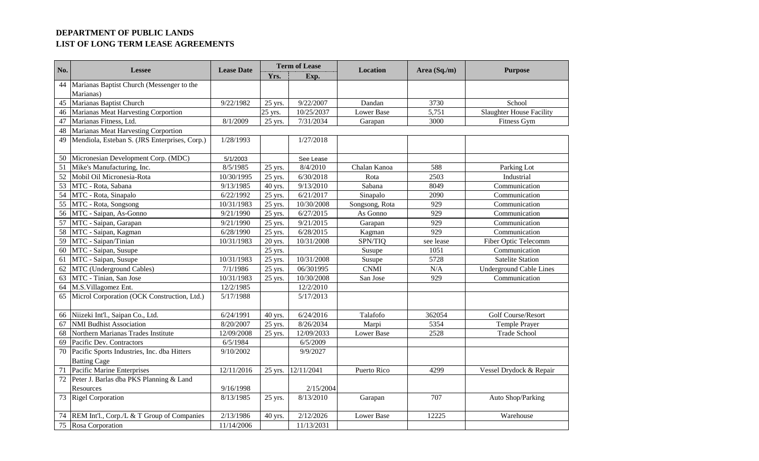**DEPARTMENT OF PUBLIC LANDS**
**LIST OF LONG TERM LEASE AGREEMENTS**

| No. | Lessee | Lease Date | Term of Lease | | Location | Area (Sq./m) | Purpose |
|---|---|---|---|---|---|---|---|
| | | | Yrs. | Exp. | | | |
| 44 | Marianas Baptist Church (Messenger to the Marianas) | | | | | | |
| 45 | Marianas Baptist Church | 9/22/1982 | 25 yrs. | 9/22/2007 | Dandan | 3730 | School |
| 46 | Marianas Meat Harvesting Corportion | | 25 yrs. | 10/25/2037 | Lower Base | 5,751 | Slaughter House Facility |
| 47 | Marianas Fitness, Ltd. | 8/1/2009 | 25 yrs. | 7/31/2034 | Garapan | 3000 | Fitness Gym |
| 48 | Marianas Meat Harvesting Corportion | | | | | | |
| 49 | Mendiola, Esteban S. (JRS Enterprises, Corp.) | 1/28/1993 | | 1/27/2018 | | | |
| 50 | Micronesian Development Corp. (MDC) | 5/1/2003 | | See Lease | | | |
| 51 | Mike's Manufacturing, Inc. | 8/5/1985 | 25 yrs. | 8/4/2010 | Chalan Kanoa | 588 | Parking Lot |
| 52 | Mobil Oil Micronesia-Rota | 10/30/1995 | 25 yrs. | 6/30/2018 | Rota | 2503 | Industrial |
| 53 | MTC - Rota, Sabana | 9/13/1985 | 40 yrs. | 9/13/2010 | Sabana | 8049 | Communication |
| 54 | MTC - Rota, Sinapalo | 6/22/1992 | 25 yrs. | 6/21/2017 | Sinapalo | 2090 | Communication |
| 55 | MTC - Rota, Songsong | 10/31/1983 | 25 yrs. | 10/30/2008 | Songsong, Rota | 929 | Communication |
| 56 | MTC - Saipan, As-Gonno | 9/21/1990 | 25 yrs. | 6/27/2015 | As Gonno | 929 | Communication |
| 57 | MTC - Saipan, Garapan | 9/21/1990 | 25 yrs. | 9/21/2015 | Garapan | 929 | Communication |
| 58 | MTC - Saipan, Kagman | 6/28/1990 | 25 yrs. | 6/28/2015 | Kagman | 929 | Communication |
| 59 | MTC - Saipan/Tinian | 10/31/1983 | 20 yrs. | 10/31/2008 | SPN/TIQ | see lease | Fiber Optic Telecomm |
| 60 | MTC - Saipan, Susupe | | 25 yrs. | | Susupe | 1051 | Communication |
| 61 | MTC - Saipan, Susupe | 10/31/1983 | 25 yrs. | 10/31/2008 | Susupe | 5728 | Satelite Station |
| 62 | MTC (Underground Cables) | 7/1/1986 | 25 yrs. | 06/301995 | CNMI | N/A | Underground Cable Lines |
| 63 | MTC - Tinian, San Jose | 10/31/1983 | 25 yrs. | 10/30/2008 | San Jose | 929 | Communication |
| 64 | M.S.Villagomez Ent. | 12/2/1985 | | 12/2/2010 | | | |
| 65 | Microl Corporation (OCK Construction, Ltd.) | 5/17/1988 | | 5/17/2013 | | | |
| 66 | Niizeki Int'l., Saipan Co., Ltd. | 6/24/1991 | 40 yrs. | 6/24/2016 | Talafofo | 362054 | Golf Course/Resort |
| 67 | NMI Budhist Association | 8/20/2007 | 25 yrs. | 8/26/2034 | Marpi | 5354 | Temple Prayer |
| 68 | Northern Marianas Trades Institute | 12/09/2008 | 25 yrs. | 12/09/2033 | Lower Base | 2528 | Trade School |
| 69 | Pacific Dev. Contractors | 6/5/1984 | | 6/5/2009 | | | |
| 70 | Pacific Sports Industries, Inc. dba Hitters Batting Cage | 9/10/2002 | | 9/9/2027 | | | |
| 71 | Pacific Marine Enterprises | 12/11/2016 | 25 yrs. | 12/11/2041 | Puerto Rico | 4299 | Vessel Drydock & Repair |
| 72 | Peter J. Barlas dba PKS Planning & Land Resources | 9/16/1998 | | 2/15/2004 | | | |
| 73 | Rigel Corporation | 8/13/1985 | 25 yrs. | 8/13/2010 | Garapan | 707 | Auto Shop/Parking |
| 74 | REM Int'l., Corp./L & T Group of Companies | 2/13/1986 | 40 yrs. | 2/12/2026 | Lower Base | 12225 | Warehouse |
| 75 | Rosa Corporation | 11/14/2006 | | 11/13/2031 | | | |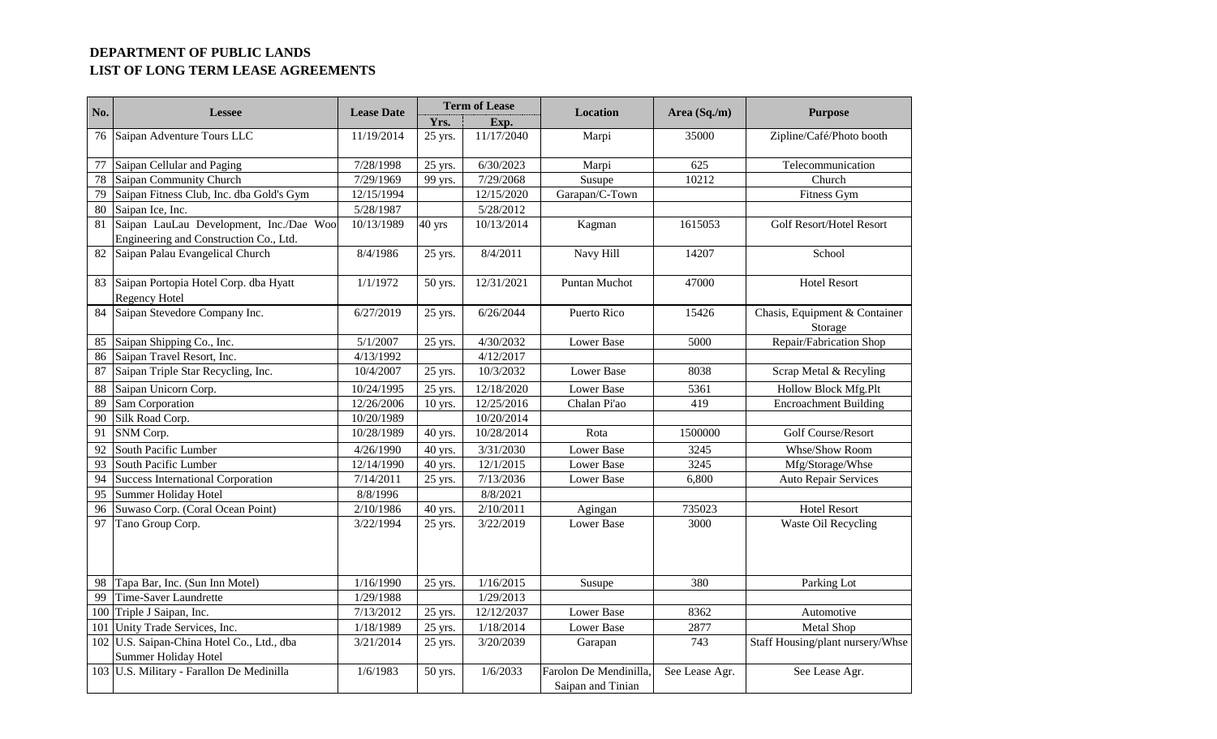**DEPARTMENT OF PUBLIC LANDS**
**LIST OF LONG TERM LEASE AGREEMENTS**

| No. | Lessee | Lease Date | Term of Lease | | Location | Area (Sq./m) | Purpose |
|---|---|---|---|---|---|---|---|
| | | | Yrs. | Exp. | | | |
| 76 | Saipan Adventure Tours LLC | 11/19/2014 | 25 yrs. | 11/17/2040 | Marpi | 35000 | Zipline/Café/Photo booth |
| 77 | Saipan Cellular and Paging | 7/28/1998 | 25 yrs. | 6/30/2023 | Marpi | 625 | Telecommunication |
| 78 | Saipan Community Church | 7/29/1969 | 99 yrs. | 7/29/2068 | Susupe | 10212 | Church |
| 79 | Saipan Fitness Club, Inc. dba Gold's Gym | 12/15/1994 | | 12/15/2020 | Garapan/C-Town | | Fitness Gym |
| 80 | Saipan Ice, Inc. | 5/28/1987 | | 5/28/2012 | | | |
| 81 | Saipan LauLau Development, Inc./Dae Woo Engineering and Construction Co., Ltd. | 10/13/1989 | 40 yrs | 10/13/2014 | Kagman | 1615053 | Golf Resort/Hotel Resort |
| 82 | Saipan Palau Evangelical Church | 8/4/1986 | 25 yrs. | 8/4/2011 | Navy Hill | 14207 | School |
| 83 | Saipan Portopia Hotel Corp. dba Hyatt Regency Hotel | 1/1/1972 | 50 yrs. | 12/31/2021 | Puntan Muchot | 47000 | Hotel Resort |
| 84 | Saipan Stevedore Company Inc. | 6/27/2019 | 25 yrs. | 6/26/2044 | Puerto Rico | 15426 | Chasis, Equipment & Container Storage |
| 85 | Saipan Shipping Co., Inc. | 5/1/2007 | 25 yrs. | 4/30/2032 | Lower Base | 5000 | Repair/Fabrication Shop |
| 86 | Saipan Travel Resort, Inc. | 4/13/1992 | | 4/12/2017 | | | |
| 87 | Saipan Triple Star Recycling, Inc. | 10/4/2007 | 25 yrs. | 10/3/2032 | Lower Base | 8038 | Scrap Metal & Recyling |
| 88 | Saipan Unicorn Corp. | 10/24/1995 | 25 yrs. | 12/18/2020 | Lower Base | 5361 | Hollow Block Mfg.Plt |
| 89 | Sam Corporation | 12/26/2006 | 10 yrs. | 12/25/2016 | Chalan Pi'ao | 419 | Encroachment Building |
| 90 | Silk Road Corp. | 10/20/1989 | | 10/20/2014 | | | |
| 91 | SNM Corp. | 10/28/1989 | 40 yrs. | 10/28/2014 | Rota | 1500000 | Golf Course/Resort |
| 92 | South Pacific Lumber | 4/26/1990 | 40 yrs. | 3/31/2030 | Lower Base | 3245 | Whse/Show Room |
| 93 | South Pacific Lumber | 12/14/1990 | 40 yrs. | 12/1/2015 | Lower Base | 3245 | Mfg/Storage/Whse |
| 94 | Success International Corporation | 7/14/2011 | 25 yrs. | 7/13/2036 | Lower Base | 6,800 | Auto Repair Services |
| 95 | Summer Holiday Hotel | 8/8/1996 | | 8/8/2021 | | | |
| 96 | Suwaso Corp. (Coral Ocean Point) | 2/10/1986 | 40 yrs. | 2/10/2011 | Agingan | 735023 | Hotel Resort |
| 97 | Tano Group Corp. | 3/22/1994 | 25 yrs. | 3/22/2019 | Lower Base | 3000 | Waste Oil Recycling |
| 98 | Tapa Bar, Inc. (Sun Inn Motel) | 1/16/1990 | 25 yrs. | 1/16/2015 | Susupe | 380 | Parking Lot |
| 99 | Time-Saver Laundrette | 1/29/1988 | | 1/29/2013 | | | |
| 100 | Triple J Saipan, Inc. | 7/13/2012 | 25 yrs. | 12/12/2037 | Lower Base | 8362 | Automotive |
| 101 | Unity Trade Services, Inc. | 1/18/1989 | 25 yrs. | 1/18/2014 | Lower Base | 2877 | Metal Shop |
| 102 | U.S. Saipan-China Hotel Co., Ltd., dba Summer Holiday Hotel | 3/21/2014 | 25 yrs. | 3/20/2039 | Garapan | 743 | Staff Housing/plant nursery/Whse |
| 103 | U.S. Military - Farallon De Medinilla | 1/6/1983 | 50 yrs. | 1/6/2033 | Farolon De Mendinilla, Saipan and Tinian | See Lease Agr. | See Lease Agr. |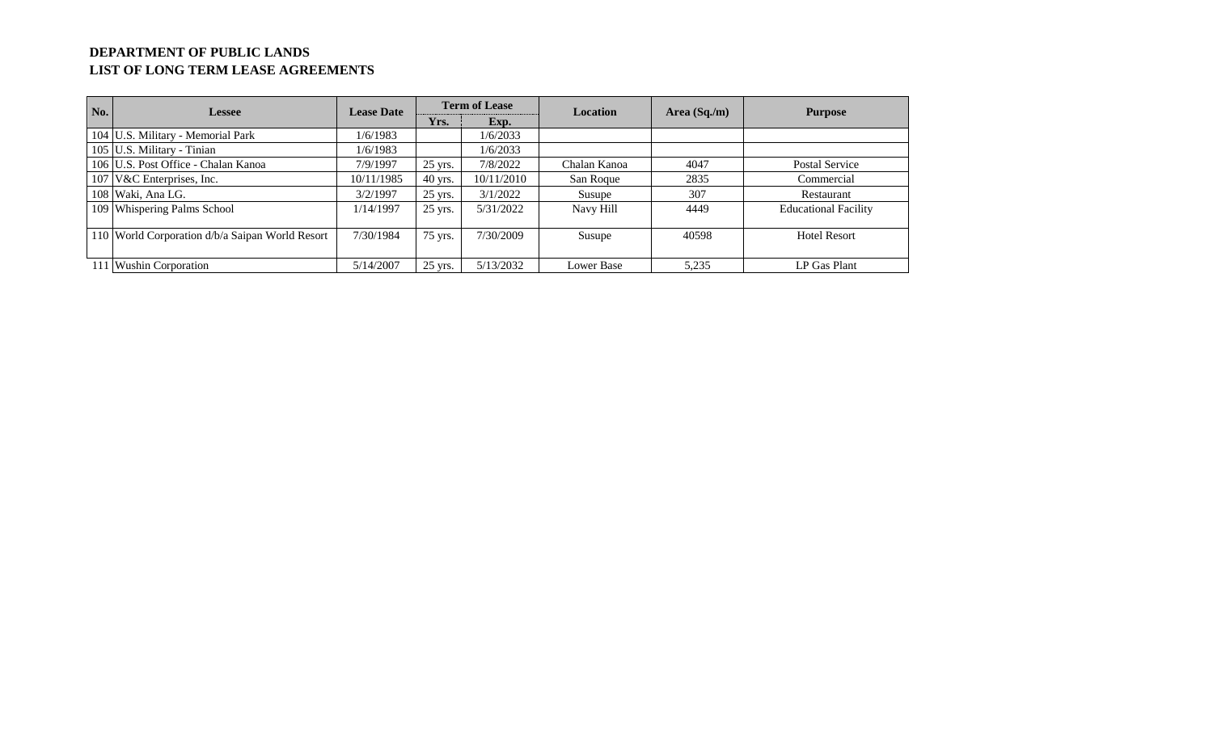**DEPARTMENT OF PUBLIC LANDS**
**LIST OF LONG TERM LEASE AGREEMENTS**

| No. | Lessee | Lease Date | Term of Lease | | Location | Area (Sq./m) | Purpose |
|---|---|---|---|---|---|---|---|
| | | | Yrs. | Exp. | | | |
| 104 | U.S. Military - Memorial Park | 1/6/1983 | | 1/6/2033 | | | |
| 105 | U.S. Military - Tinian | 1/6/1983 | | 1/6/2033 | | | |
| 106 | U.S. Post Office - Chalan Kanoa | 7/9/1997 | 25 yrs. | 7/8/2022 | Chalan Kanoa | 4047 | Postal Service |
| 107 | V&C Enterprises, Inc. | 10/11/1985 | 40 yrs. | 10/11/2010 | San Roque | 2835 | Commercial |
| 108 | Waki, Ana LG. | 3/2/1997 | 25 yrs. | 3/1/2022 | Susupe | 307 | Restaurant |
| 109 | Whispering Palms School | 1/14/1997 | 25 yrs. | 5/31/2022 | Navy Hill | 4449 | Educational Facility |
| 110 | World Corporation d/b/a Saipan World Resort | 7/30/1984 | 75 yrs. | 7/30/2009 | Susupe | 40598 | Hotel Resort |
| 111 | Wushin Corporation | 5/14/2007 | 25 yrs. | 5/13/2032 | Lower Base | 5,235 | LP Gas Plant |